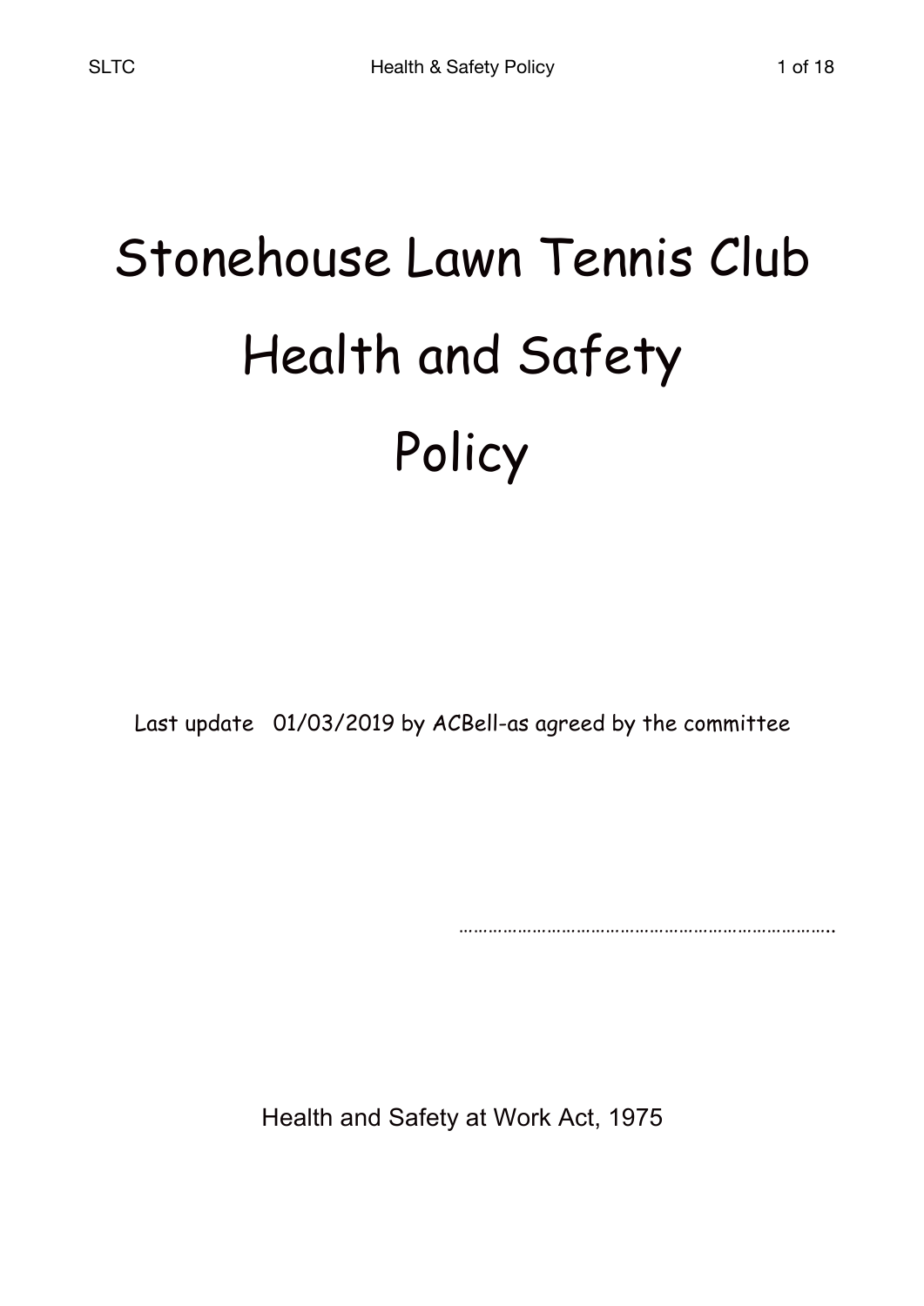# Stonehouse Lawn Tennis Club Health and Safety Policy

Last update 01/03/2019 by ACBell-as agreed by the committee

…………………………………………………………………..

Health and Safety at Work Act, 1975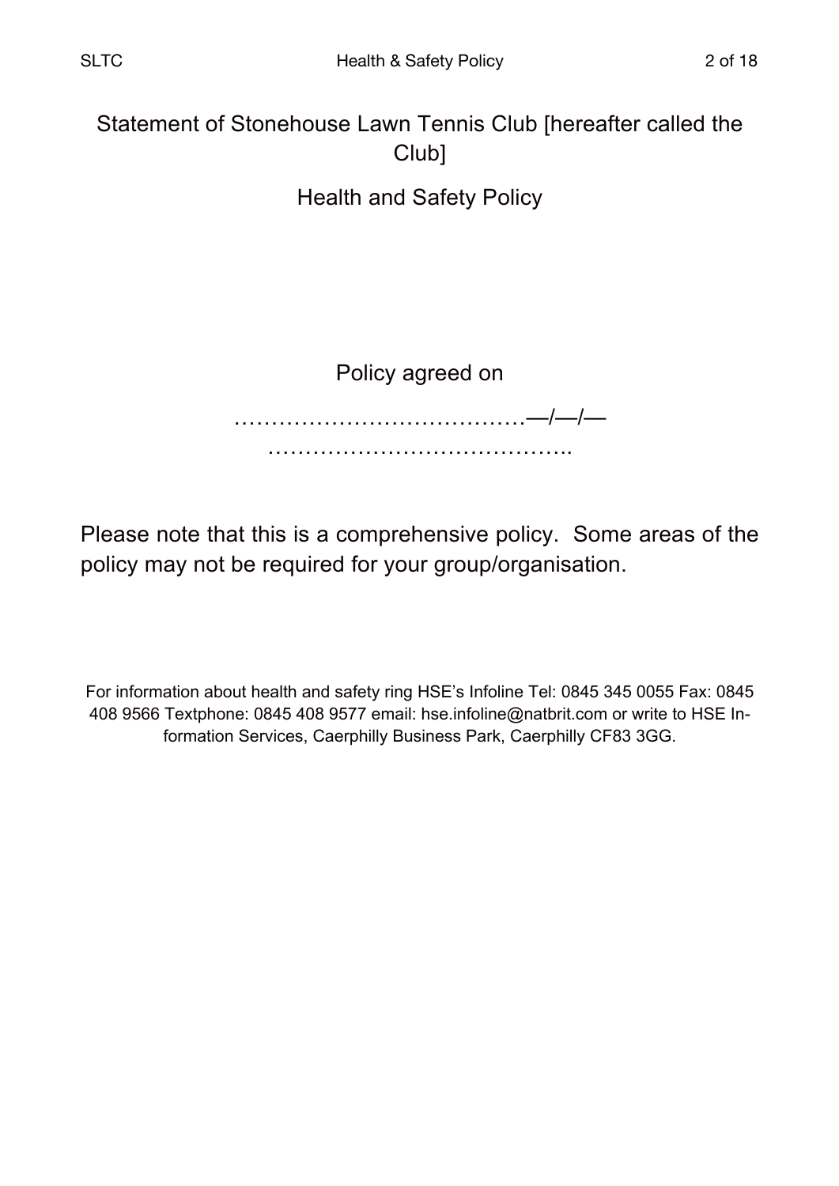# Statement of Stonehouse Lawn Tennis Club [hereafter called the Club]

## Health and Safety Policy

Policy agreed on

…………………………………—/—/—

…………………………………..

Please note that this is a comprehensive policy. Some areas of the policy may not be required for your group/organisation.

For information about health and safety ring HSE's Infoline Tel: 0845 345 0055 Fax: 0845 408 9566 Textphone: 0845 408 9577 email: hse.infoline@natbrit.com or write to HSE Information Services, Caerphilly Business Park, Caerphilly CF83 3GG.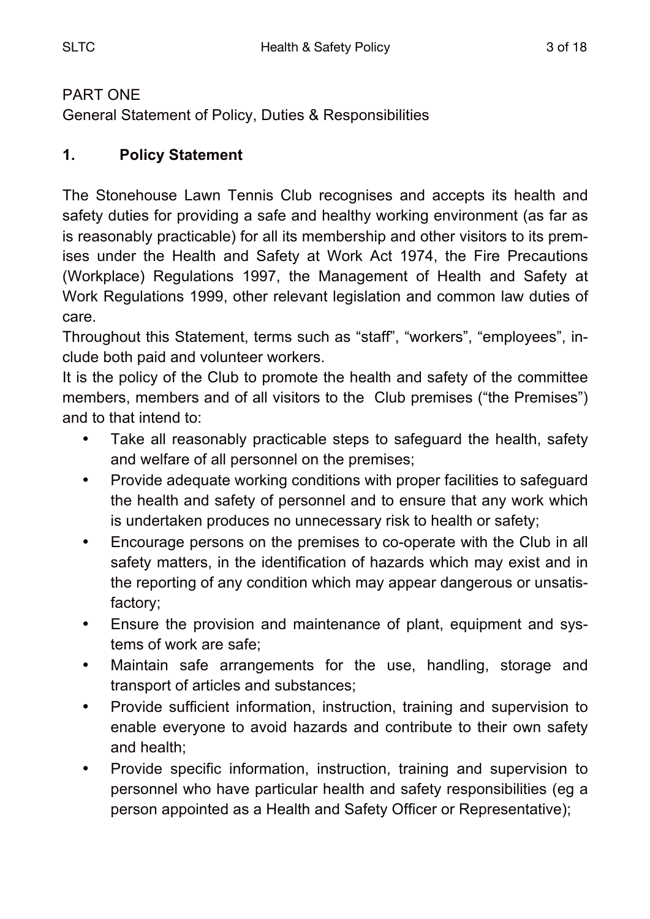PART ONE

General Statement of Policy, Duties & Responsibilities

## 1. Policy Statement

The Stonehouse Lawn Tennis Club recognises and accepts its health and safety duties for providing a safe and healthy working environment (as far as is reasonably practicable) for all its membership and other visitors to its premises under the Health and Safety at Work Act 1974, the Fire Precautions (Workplace) Regulations 1997, the Management of Health and Safety at Work Regulations 1999, other relevant legislation and common law duties of care.

Throughout this Statement, terms such as "staff", "workers", "employees", include both paid and volunteer workers.

It is the policy of the Club to promote the health and safety of the committee members, members and of all visitors to the Club premises ("the Premises") and to that intend to:

- Take all reasonably practicable steps to safeguard the health, safety and welfare of all personnel on the premises;
- Provide adequate working conditions with proper facilities to safeguard the health and safety of personnel and to ensure that any work which is undertaken produces no unnecessary risk to health or safety;
- Encourage persons on the premises to co-operate with the Club in all safety matters, in the identification of hazards which may exist and in the reporting of any condition which may appear dangerous or unsatisfactory;
- Ensure the provision and maintenance of plant, equipment and systems of work are safe;
- Maintain safe arrangements for the use, handling, storage and transport of articles and substances;
- Provide sufficient information, instruction, training and supervision to enable everyone to avoid hazards and contribute to their own safety and health;
- Provide specific information, instruction, training and supervision to personnel who have particular health and safety responsibilities (eg a person appointed as a Health and Safety Officer or Representative);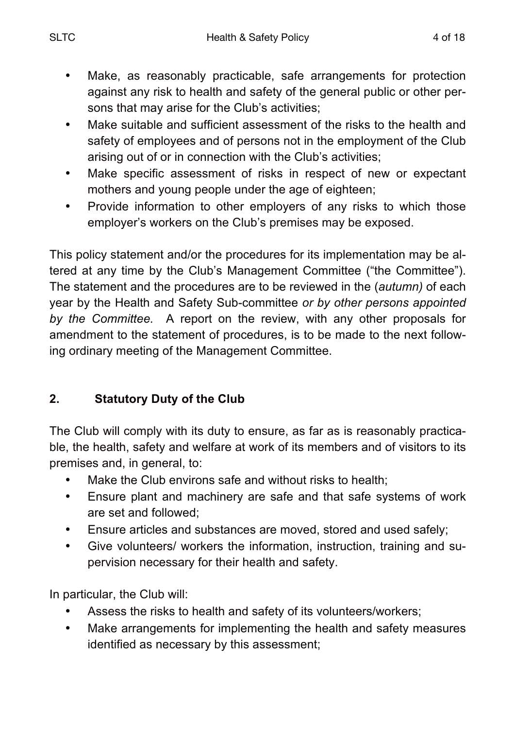- Make, as reasonably practicable, safe arrangements for protection against any risk to health and safety of the general public or other persons that may arise for the Club's activities;
- Make suitable and sufficient assessment of the risks to the health and safety of employees and of persons not in the employment of the Club arising out of or in connection with the Club's activities;
- Make specific assessment of risks in respect of new or expectant mothers and young people under the age of eighteen;
- Provide information to other employers of any risks to which those employer's workers on the Club's premises may be exposed.

This policy statement and/or the procedures for its implementation may be altered at any time by the Club's Management Committee ("the Committee"). The statement and the procedures are to be reviewed in the (*autumn)* of each year by the Health and Safety Sub-committee *or by other persons appointed by the Committee.* A report on the review, with any other proposals for amendment to the statement of procedures, is to be made to the next following ordinary meeting of the Management Committee.

## 2. Statutory Duty of the Club

The Club will comply with its duty to ensure, as far as is reasonably practicable, the health, safety and welfare at work of its members and of visitors to its premises and, in general, to:

- Make the Club environs safe and without risks to health;
- Ensure plant and machinery are safe and that safe systems of work are set and followed;
- Ensure articles and substances are moved, stored and used safely;
- Give volunteers/ workers the information, instruction, training and supervision necessary for their health and safety.

In particular, the Club will:

- Assess the risks to health and safety of its volunteers/workers;
- Make arrangements for implementing the health and safety measures identified as necessary by this assessment;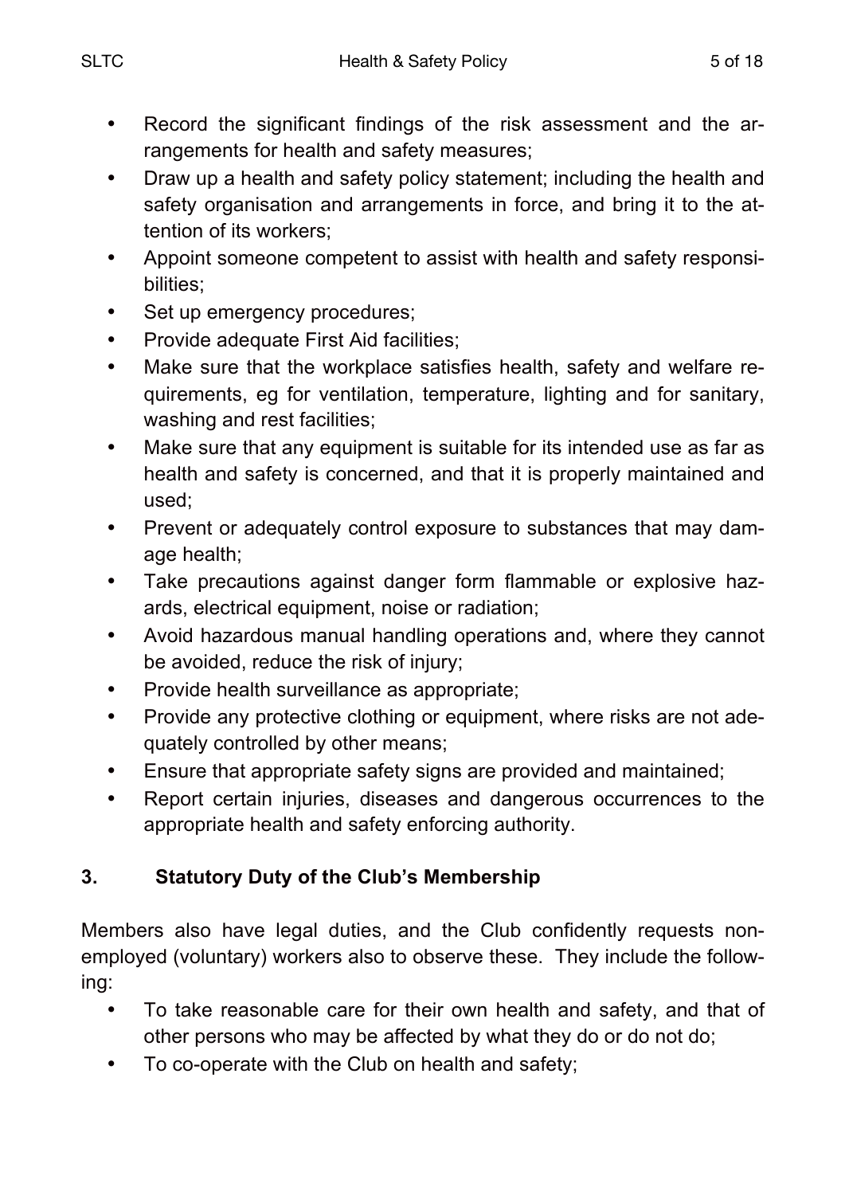- Record the significant findings of the risk assessment and the arrangements for health and safety measures;
- Draw up a health and safety policy statement; including the health and safety organisation and arrangements in force, and bring it to the attention of its workers;
- Appoint someone competent to assist with health and safety responsibilities;
- Set up emergency procedures;
- Provide adequate First Aid facilities;
- Make sure that the workplace satisfies health, safety and welfare requirements, eg for ventilation, temperature, lighting and for sanitary, washing and rest facilities;
- Make sure that any equipment is suitable for its intended use as far as health and safety is concerned, and that it is properly maintained and used;
- Prevent or adequately control exposure to substances that may damage health;
- Take precautions against danger form flammable or explosive hazards, electrical equipment, noise or radiation;
- Avoid hazardous manual handling operations and, where they cannot be avoided, reduce the risk of injury;
- Provide health surveillance as appropriate;
- Provide any protective clothing or equipment, where risks are not adequately controlled by other means;
- Ensure that appropriate safety signs are provided and maintained;
- Report certain injuries, diseases and dangerous occurrences to the appropriate health and safety enforcing authority.

## 3. Statutory Duty of the Club's Membership

Members also have legal duties, and the Club confidently requests non-employed (voluntary) workers also to observe these. They include the following:

- To take reasonable care for their own health and safety, and that of other persons who may be affected by what they do or do not do;
- To co-operate with the Club on health and safety;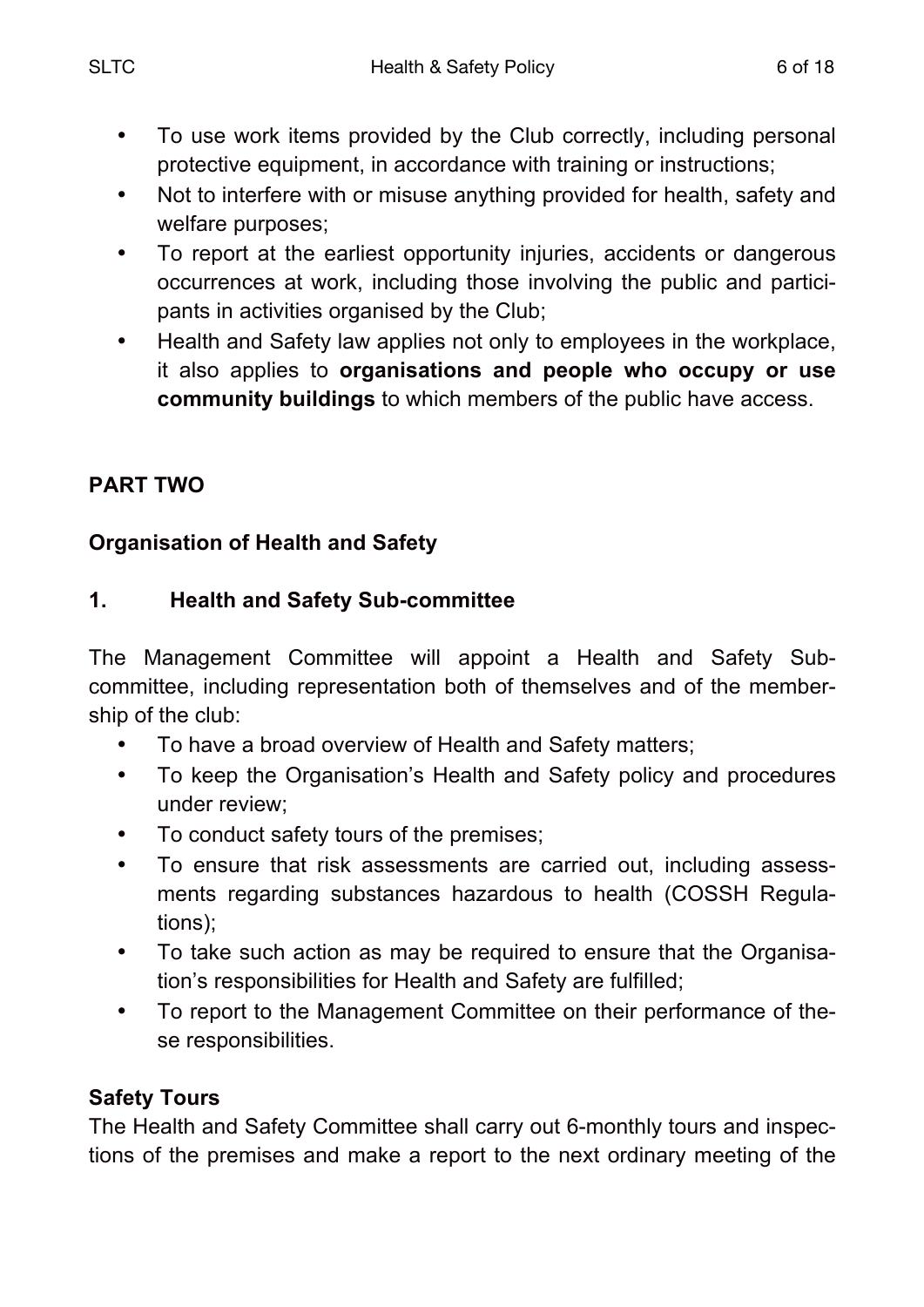- To use work items provided by the Club correctly, including personal protective equipment, in accordance with training or instructions;
- Not to interfere with or misuse anything provided for health, safety and welfare purposes;
- To report at the earliest opportunity injuries, accidents or dangerous occurrences at work, including those involving the public and participants in activities organised by the Club;
- Health and Safety law applies not only to employees in the workplace, it also applies to **organisations and people who occupy or use community buildings** to which members of the public have access.

## PART TWO

### Organisation of Health and Safety

### 1. Health and Safety Sub-committee

The Management Committee will appoint a Health and Safety Sub-committee, including representation both of themselves and of the membership of the club:

- To have a broad overview of Health and Safety matters;
- To keep the Organisation's Health and Safety policy and procedures under review;
- To conduct safety tours of the premises;
- To ensure that risk assessments are carried out, including assessments regarding substances hazardous to health (COSSH Regulations);
- To take such action as may be required to ensure that the Organisation's responsibilities for Health and Safety are fulfilled;
- To report to the Management Committee on their performance of these responsibilities.

**Safety Tours**

The Health and Safety Committee shall carry out 6-monthly tours and inspections of the premises and make a report to the next ordinary meeting of the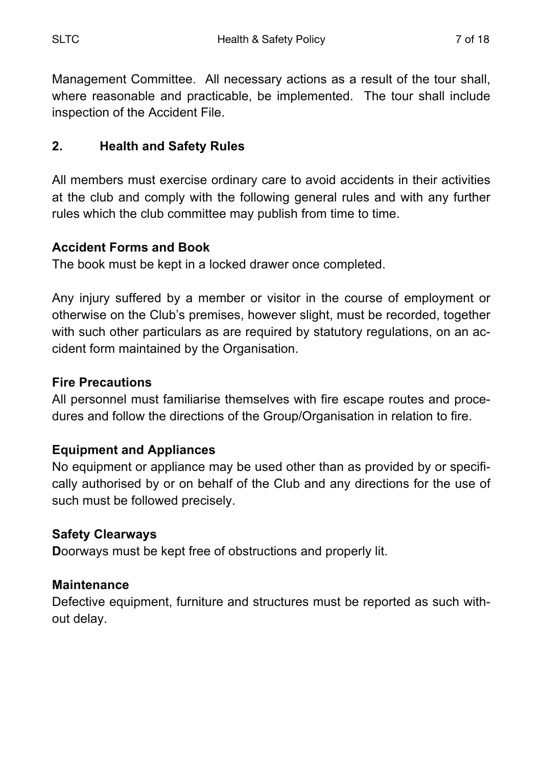Management Committee. All necessary actions as a result of the tour shall, where reasonable and practicable, be implemented. The tour shall include inspection of the Accident File.

## 2. Health and Safety Rules

All members must exercise ordinary care to avoid accidents in their activities at the club and comply with the following general rules and with any further rules which the club committee may publish from time to time.

### Accident Forms and Book

The book must be kept in a locked drawer once completed.

Any injury suffered by a member or visitor in the course of employment or otherwise on the Club's premises, however slight, must be recorded, together with such other particulars as are required by statutory regulations, on an accident form maintained by the Organisation.

### Fire Precautions

All personnel must familiarise themselves with fire escape routes and procedures and follow the directions of the Group/Organisation in relation to fire.

### Equipment and Appliances

No equipment or appliance may be used other than as provided by or specifically authorised by or on behalf of the Club and any directions for the use of such must be followed precisely.

### Safety Clearways

**D**oorways must be kept free of obstructions and properly lit.

### Maintenance

Defective equipment, furniture and structures must be reported as such without delay.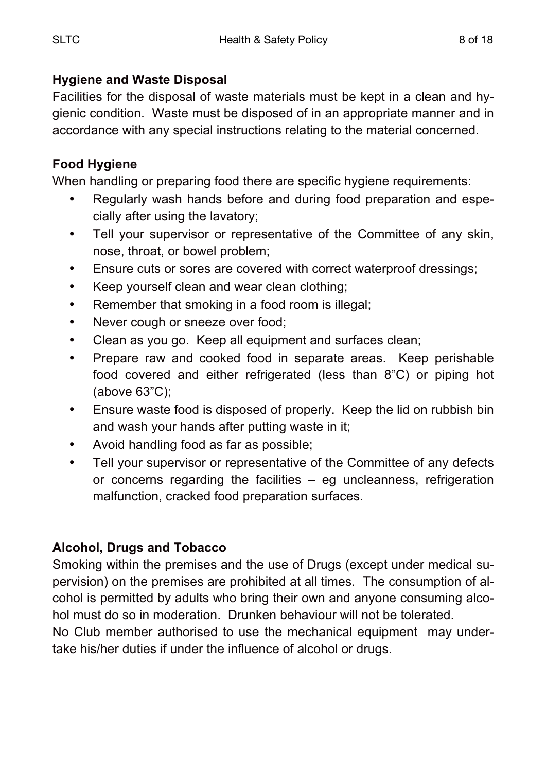### Hygiene and Waste Disposal

Facilities for the disposal of waste materials must be kept in a clean and hygienic condition. Waste must be disposed of in an appropriate manner and in accordance with any special instructions relating to the material concerned.

### Food Hygiene

When handling or preparing food there are specific hygiene requirements:

- Regularly wash hands before and during food preparation and especially after using the lavatory;
- Tell your supervisor or representative of the Committee of any skin, nose, throat, or bowel problem;
- Ensure cuts or sores are covered with correct waterproof dressings;
- Keep yourself clean and wear clean clothing;
- Remember that smoking in a food room is illegal;
- Never cough or sneeze over food;
- Clean as you go. Keep all equipment and surfaces clean;
- Prepare raw and cooked food in separate areas. Keep perishable food covered and either refrigerated (less than 8"C) or piping hot (above 63"C);
- Ensure waste food is disposed of properly. Keep the lid on rubbish bin and wash your hands after putting waste in it;
- Avoid handling food as far as possible;
- Tell your supervisor or representative of the Committee of any defects or concerns regarding the facilities – eg uncleanness, refrigeration malfunction, cracked food preparation surfaces.

### Alcohol, Drugs and Tobacco

Smoking within the premises and the use of Drugs (except under medical supervision) on the premises are prohibited at all times. The consumption of alcohol is permitted by adults who bring their own and anyone consuming alcohol must do so in moderation. Drunken behaviour will not be tolerated.
No Club member authorised to use the mechanical equipment may undertake his/her duties if under the influence of alcohol or drugs.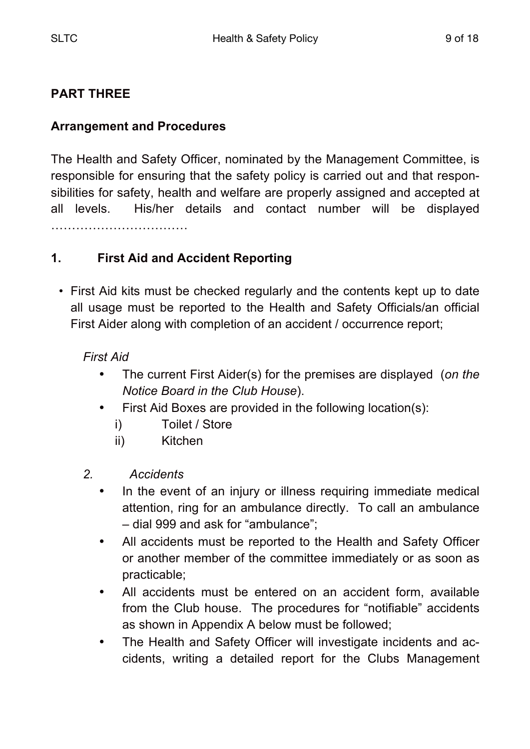**PART THREE**

**Arrangement and Procedures**

The Health and Safety Officer, nominated by the Management Committee, is responsible for ensuring that the safety policy is carried out and that responsibilities for safety, health and welfare are properly assigned and accepted at all levels. His/her details and contact number will be displayed ……………………………

**1. First Aid and Accident Reporting**

- First Aid kits must be checked regularly and the contents kept up to date all usage must be reported to the Health and Safety Officials/an official First Aider along with completion of an accident / occurrence report;

  *First Aid*

  - The current First Aider(s) for the premises are displayed (*on the Notice Board in the Club House*).
  - First Aid Boxes are provided in the following location(s):
    - i) Toilet / Store
    - ii) Kitchen

  *2. Accidents*

  - In the event of an injury or illness requiring immediate medical attention, ring for an ambulance directly. To call an ambulance – dial 999 and ask for "ambulance";
  - All accidents must be reported to the Health and Safety Officer or another member of the committee immediately or as soon as practicable;
  - All accidents must be entered on an accident form, available from the Club house. The procedures for "notifiable" accidents as shown in Appendix A below must be followed;
  - The Health and Safety Officer will investigate incidents and accidents, writing a detailed report for the Clubs Management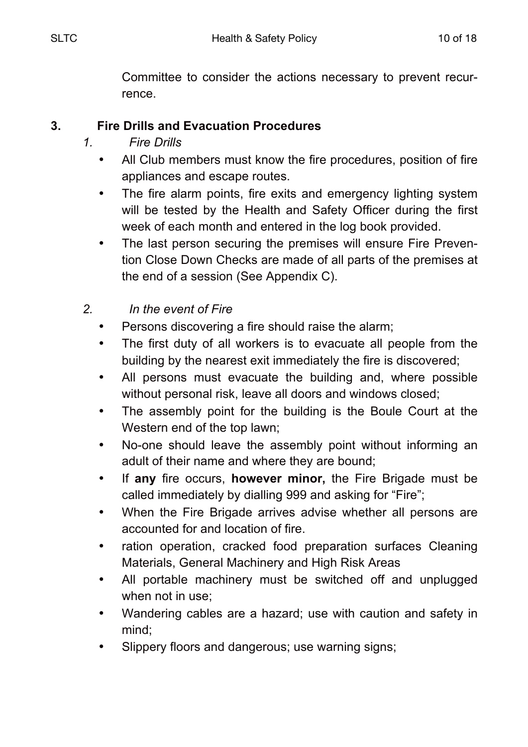Committee to consider the actions necessary to prevent recurrence.

## 3. Fire Drills and Evacuation Procedures

### 1. *Fire Drills*

- All Club members must know the fire procedures, position of fire appliances and escape routes.
- The fire alarm points, fire exits and emergency lighting system will be tested by the Health and Safety Officer during the first week of each month and entered in the log book provided.
- The last person securing the premises will ensure Fire Prevention Close Down Checks are made of all parts of the premises at the end of a session (See Appendix C).

### 2. *In the event of Fire*

- Persons discovering a fire should raise the alarm;
- The first duty of all workers is to evacuate all people from the building by the nearest exit immediately the fire is discovered;
- All persons must evacuate the building and, where possible without personal risk, leave all doors and windows closed;
- The assembly point for the building is the Boule Court at the Western end of the top lawn;
- No-one should leave the assembly point without informing an adult of their name and where they are bound;
- If **any** fire occurs, **however minor,** the Fire Brigade must be called immediately by dialling 999 and asking for "Fire";
- When the Fire Brigade arrives advise whether all persons are accounted for and location of fire.
- ration operation, cracked food preparation surfaces Cleaning Materials, General Machinery and High Risk Areas
- All portable machinery must be switched off and unplugged when not in use;
- Wandering cables are a hazard; use with caution and safety in mind;
- Slippery floors and dangerous; use warning signs;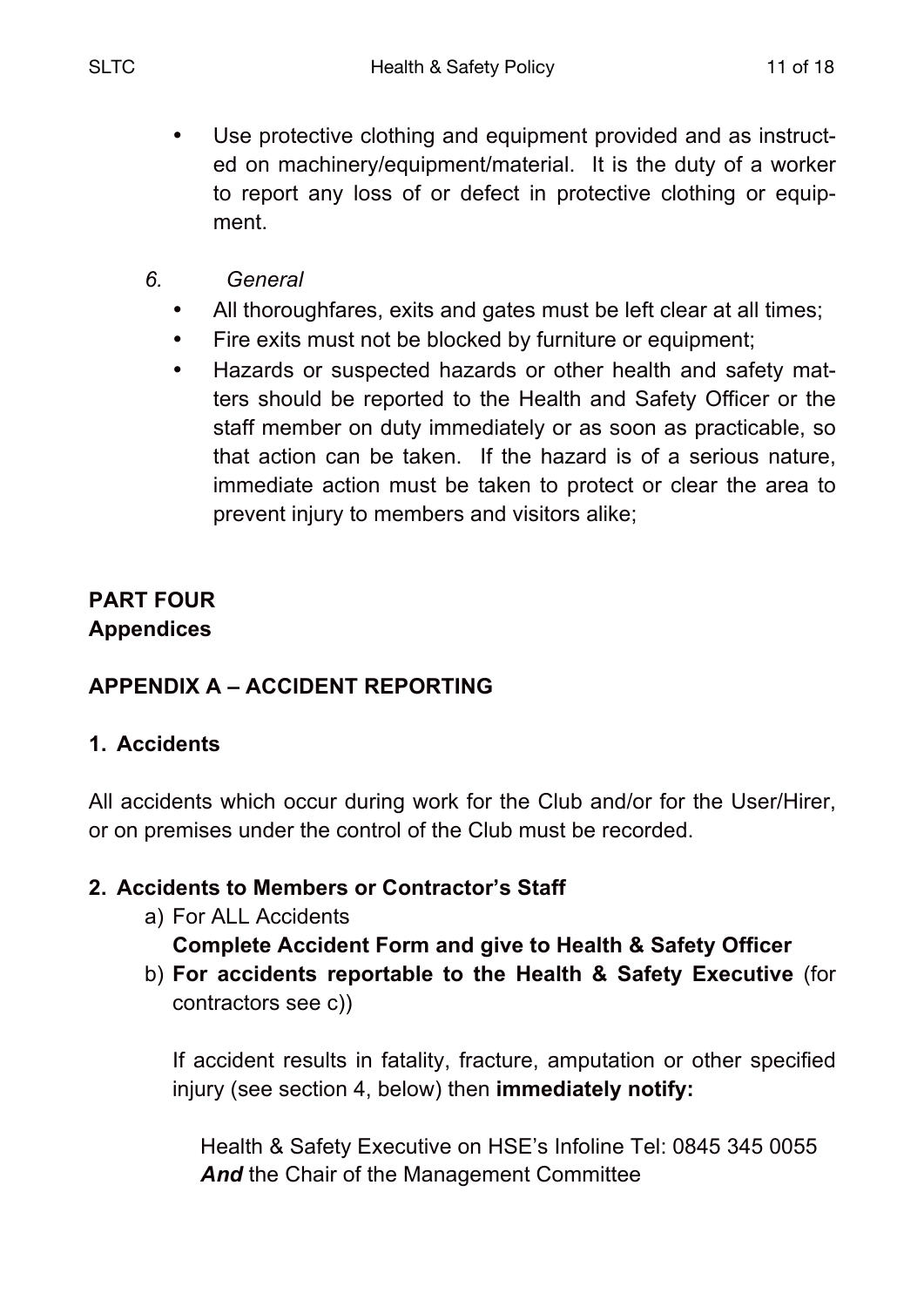- Use protective clothing and equipment provided and as instructed on machinery/equipment/material. It is the duty of a worker to report any loss of or defect in protective clothing or equipment.

*6. General*

- All thoroughfares, exits and gates must be left clear at all times;
- Fire exits must not be blocked by furniture or equipment;
- Hazards or suspected hazards or other health and safety matters should be reported to the Health and Safety Officer or the staff member on duty immediately or as soon as practicable, so that action can be taken. If the hazard is of a serious nature, immediate action must be taken to protect or clear the area to prevent injury to members and visitors alike;

## PART FOUR
## Appendices

### APPENDIX A – ACCIDENT REPORTING

#### 1. Accidents

All accidents which occur during work for the Club and/or for the User/Hirer, or on premises under the control of the Club must be recorded.

#### 2. Accidents to Members or Contractor's Staff

a) For ALL Accidents
   **Complete Accident Form and give to Health & Safety Officer**

b) **For accidents reportable to the Health & Safety Executive** (for contractors see c))

   If accident results in fatality, fracture, amputation or other specified injury (see section 4, below) then **immediately notify:**

   Health & Safety Executive on HSE's Infoline Tel: 0845 345 0055
   ***And*** the Chair of the Management Committee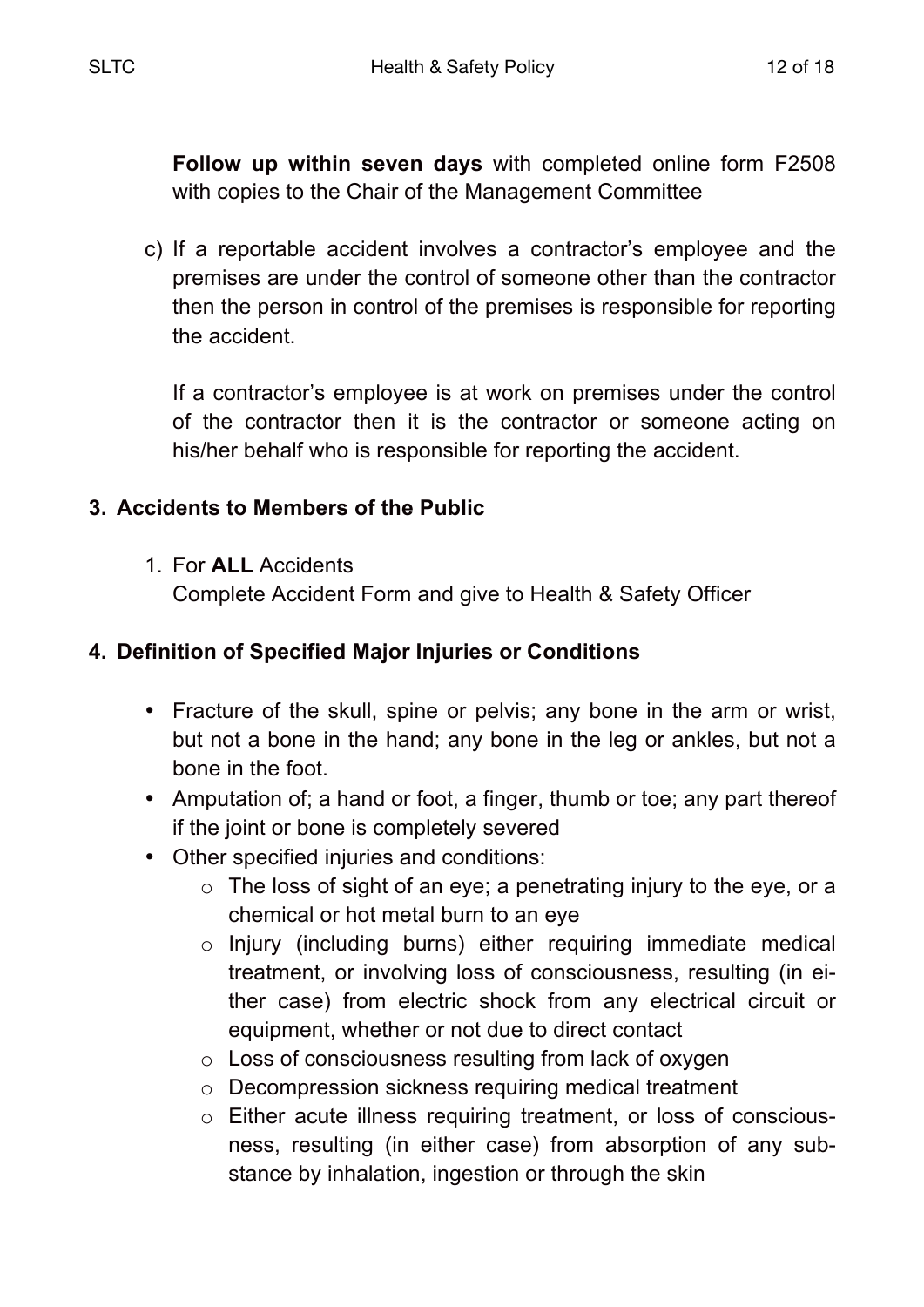**Follow up within seven days** with completed online form F2508 with copies to the Chair of the Management Committee

c) If a reportable accident involves a contractor's employee and the premises are under the control of someone other than the contractor then the person in control of the premises is responsible for reporting the accident.

   If a contractor's employee is at work on premises under the control of the contractor then it is the contractor or someone acting on his/her behalf who is responsible for reporting the accident.

## 3. Accidents to Members of the Public

1. For **ALL** Accidents
   Complete Accident Form and give to Health & Safety Officer

## 4. Definition of Specified Major Injuries or Conditions

- Fracture of the skull, spine or pelvis; any bone in the arm or wrist, but not a bone in the hand; any bone in the leg or ankles, but not a bone in the foot.
- Amputation of; a hand or foot, a finger, thumb or toe; any part thereof if the joint or bone is completely severed
- Other specified injuries and conditions:
  - The loss of sight of an eye; a penetrating injury to the eye, or a chemical or hot metal burn to an eye
  - Injury (including burns) either requiring immediate medical treatment, or involving loss of consciousness, resulting (in either case) from electric shock from any electrical circuit or equipment, whether or not due to direct contact
  - Loss of consciousness resulting from lack of oxygen
  - Decompression sickness requiring medical treatment
  - Either acute illness requiring treatment, or loss of consciousness, resulting (in either case) from absorption of any substance by inhalation, ingestion or through the skin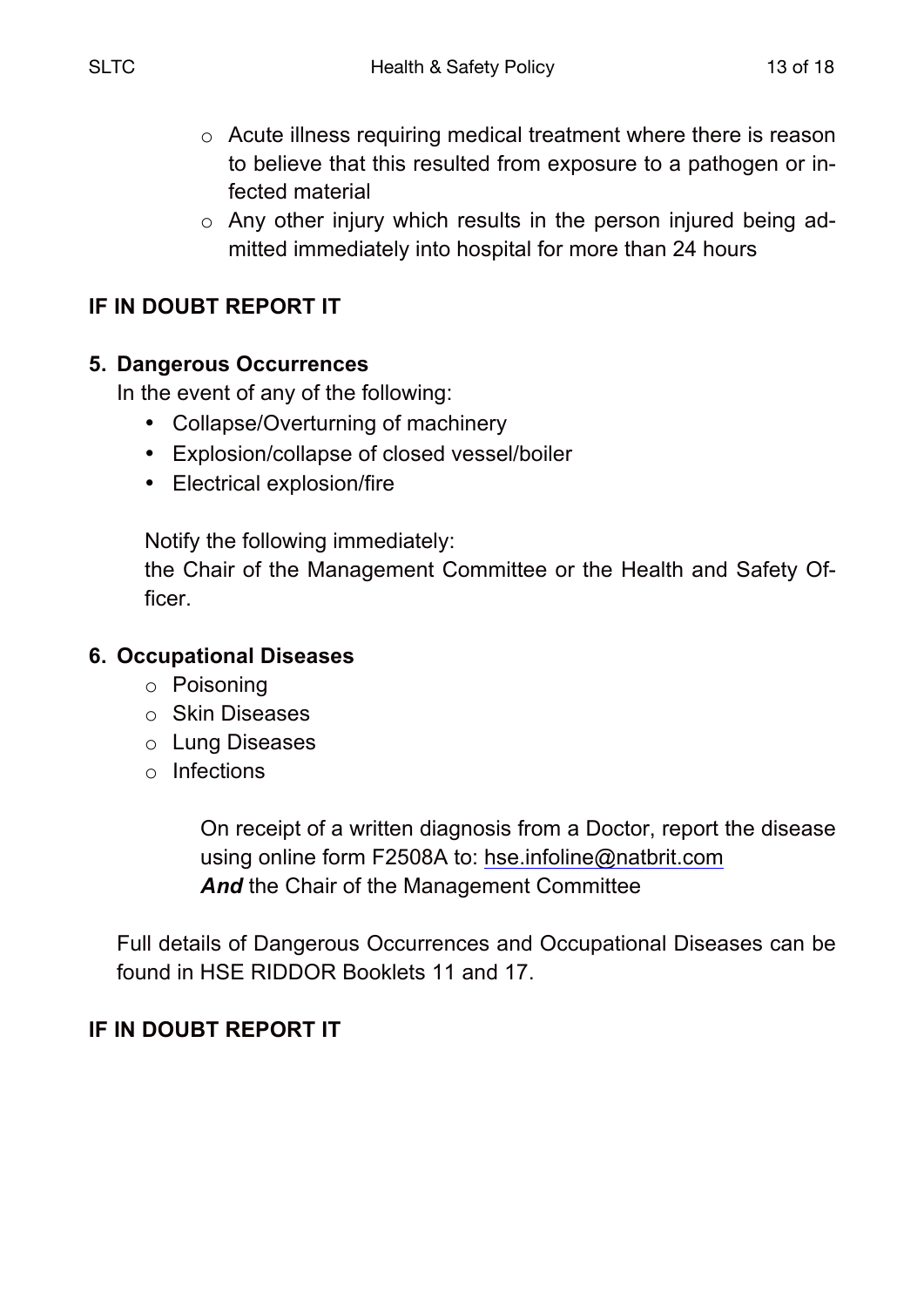- Acute illness requiring medical treatment where there is reason to believe that this resulted from exposure to a pathogen or infected material
- Any other injury which results in the person injured being admitted immediately into hospital for more than 24 hours

**IF IN DOUBT REPORT IT**

**5. Dangerous Occurrences**

In the event of any of the following:

- Collapse/Overturning of machinery
- Explosion/collapse of closed vessel/boiler
- Electrical explosion/fire

Notify the following immediately:
the Chair of the Management Committee or the Health and Safety Officer.

**6. Occupational Diseases**

- Poisoning
- Skin Diseases
- Lung Diseases
- Infections

On receipt of a written diagnosis from a Doctor, report the disease using online form F2508A to: hse.infoline@natbrit.com
***And*** the Chair of the Management Committee

Full details of Dangerous Occurrences and Occupational Diseases can be found in HSE RIDDOR Booklets 11 and 17.

**IF IN DOUBT REPORT IT**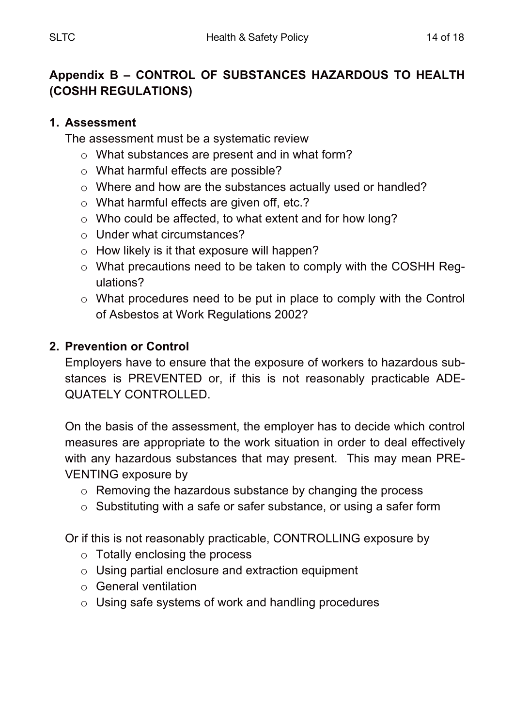## Appendix B – CONTROL OF SUBSTANCES HAZARDOUS TO HEALTH (COSHH REGULATIONS)

### 1. Assessment

The assessment must be a systematic review

- What substances are present and in what form?
- What harmful effects are possible?
- Where and how are the substances actually used or handled?
- What harmful effects are given off, etc.?
- Who could be affected, to what extent and for how long?
- Under what circumstances?
- How likely is it that exposure will happen?
- What precautions need to be taken to comply with the COSHH Regulations?
- What procedures need to be put in place to comply with the Control of Asbestos at Work Regulations 2002?

### 2. Prevention or Control

Employers have to ensure that the exposure of workers to hazardous substances is PREVENTED or, if this is not reasonably practicable ADEQUATELY CONTROLLED.

On the basis of the assessment, the employer has to decide which control measures are appropriate to the work situation in order to deal effectively with any hazardous substances that may present. This may mean PREVENTING exposure by

- Removing the hazardous substance by changing the process
- Substituting with a safe or safer substance, or using a safer form

Or if this is not reasonably practicable, CONTROLLING exposure by

- Totally enclosing the process
- Using partial enclosure and extraction equipment
- General ventilation
- Using safe systems of work and handling procedures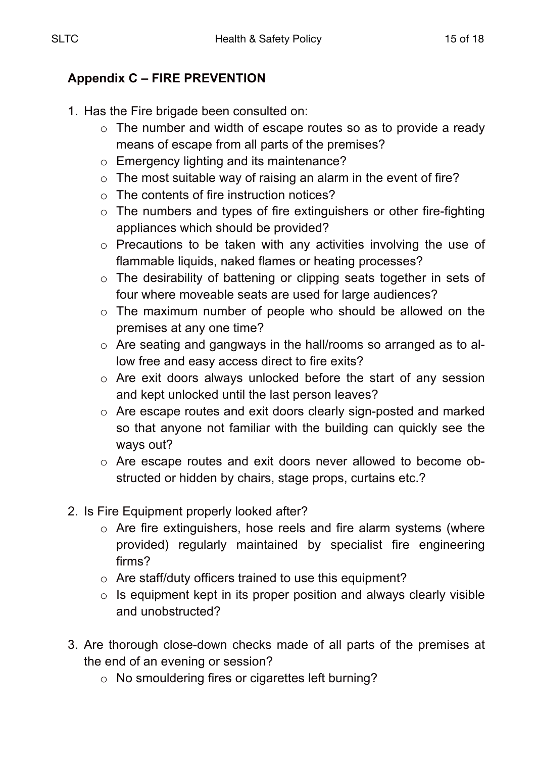## Appendix C – FIRE PREVENTION

1. Has the Fire brigade been consulted on:
   - The number and width of escape routes so as to provide a ready means of escape from all parts of the premises?
   - Emergency lighting and its maintenance?
   - The most suitable way of raising an alarm in the event of fire?
   - The contents of fire instruction notices?
   - The numbers and types of fire extinguishers or other fire-fighting appliances which should be provided?
   - Precautions to be taken with any activities involving the use of flammable liquids, naked flames or heating processes?
   - The desirability of battening or clipping seats together in sets of four where moveable seats are used for large audiences?
   - The maximum number of people who should be allowed on the premises at any one time?
   - Are seating and gangways in the hall/rooms so arranged as to allow free and easy access direct to fire exits?
   - Are exit doors always unlocked before the start of any session and kept unlocked until the last person leaves?
   - Are escape routes and exit doors clearly sign-posted and marked so that anyone not familiar with the building can quickly see the ways out?
   - Are escape routes and exit doors never allowed to become obstructed or hidden by chairs, stage props, curtains etc.?

2. Is Fire Equipment properly looked after?
   - Are fire extinguishers, hose reels and fire alarm systems (where provided) regularly maintained by specialist fire engineering firms?
   - Are staff/duty officers trained to use this equipment?
   - Is equipment kept in its proper position and always clearly visible and unobstructed?

3. Are thorough close-down checks made of all parts of the premises at the end of an evening or session?
   - No smouldering fires or cigarettes left burning?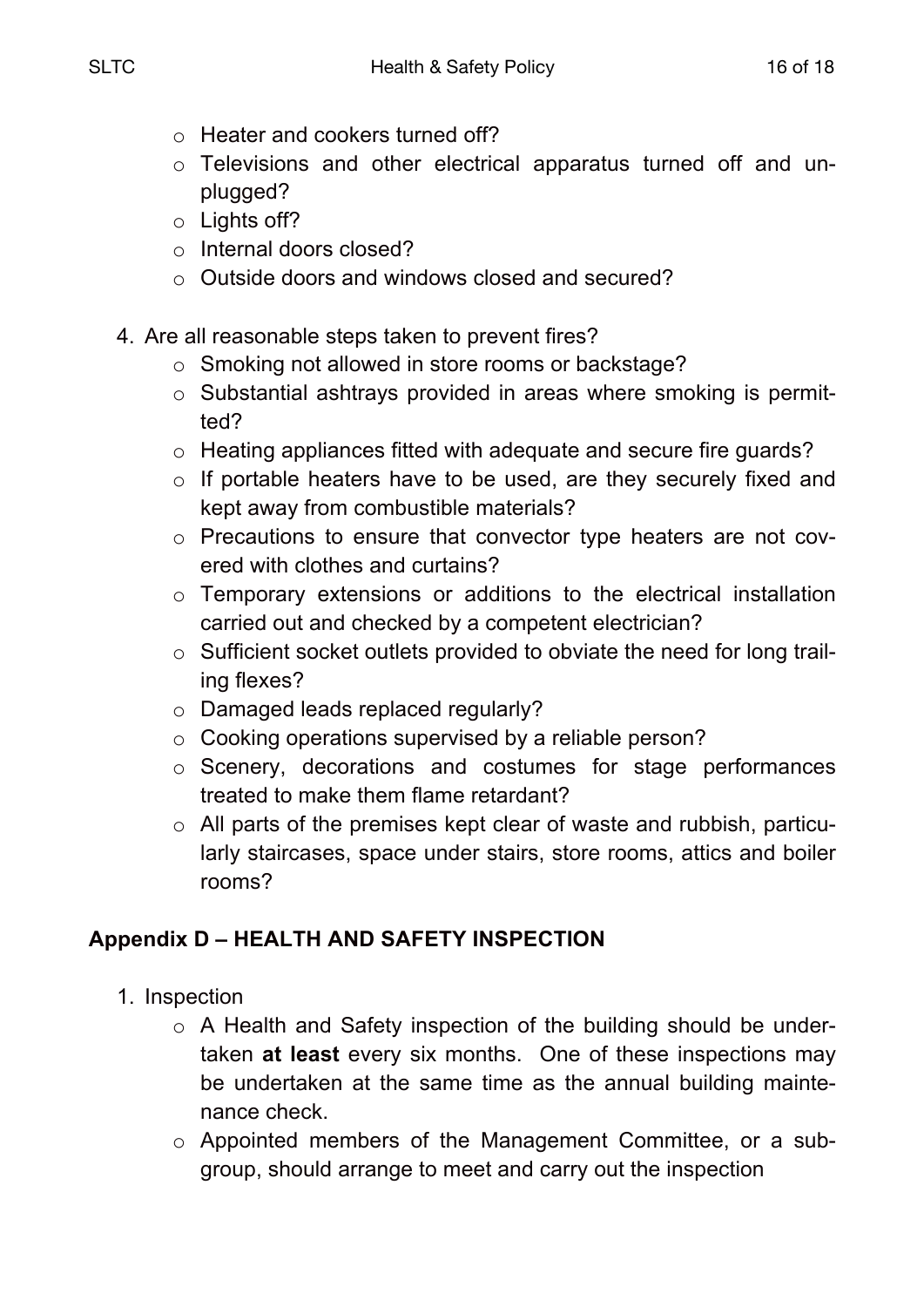- Heater and cookers turned off?
- Televisions and other electrical apparatus turned off and un-plugged?
- Lights off?
- Internal doors closed?
- Outside doors and windows closed and secured?

4. Are all reasonable steps taken to prevent fires?
    - Smoking not allowed in store rooms or backstage?
    - Substantial ashtrays provided in areas where smoking is permitted?
    - Heating appliances fitted with adequate and secure fire guards?
    - If portable heaters have to be used, are they securely fixed and kept away from combustible materials?
    - Precautions to ensure that convector type heaters are not covered with clothes and curtains?
    - Temporary extensions or additions to the electrical installation carried out and checked by a competent electrician?
    - Sufficient socket outlets provided to obviate the need for long trailing flexes?
    - Damaged leads replaced regularly?
    - Cooking operations supervised by a reliable person?
    - Scenery, decorations and costumes for stage performances treated to make them flame retardant?
    - All parts of the premises kept clear of waste and rubbish, particularly staircases, space under stairs, store rooms, attics and boiler rooms?

## Appendix D – HEALTH AND SAFETY INSPECTION

1. Inspection
    - A Health and Safety inspection of the building should be undertaken **at least** every six months. One of these inspections may be undertaken at the same time as the annual building maintenance check.
    - Appointed members of the Management Committee, or a sub-group, should arrange to meet and carry out the inspection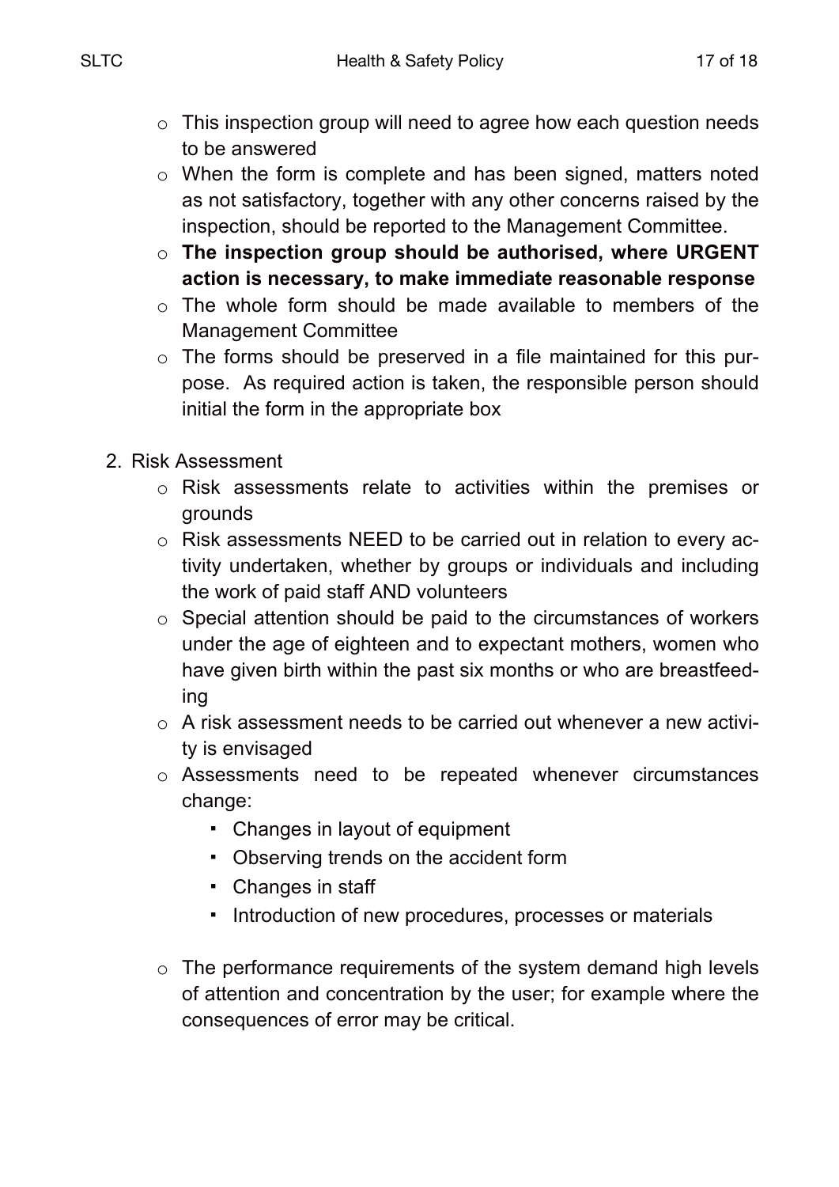- This inspection group will need to agree how each question needs to be answered
- When the form is complete and has been signed, matters noted as not satisfactory, together with any other concerns raised by the inspection, should be reported to the Management Committee.
- **The inspection group should be authorised, where URGENT action is necessary, to make immediate reasonable response**
- The whole form should be made available to members of the Management Committee
- The forms should be preserved in a file maintained for this purpose. As required action is taken, the responsible person should initial the form in the appropriate box

2. Risk Assessment
    - Risk assessments relate to activities within the premises or grounds
    - Risk assessments NEED to be carried out in relation to every activity undertaken, whether by groups or individuals and including the work of paid staff AND volunteers
    - Special attention should be paid to the circumstances of workers under the age of eighteen and to expectant mothers, women who have given birth within the past six months or who are breastfeeding
    - A risk assessment needs to be carried out whenever a new activity is envisaged
    - Assessments need to be repeated whenever circumstances change:
        - Changes in layout of equipment
        - Observing trends on the accident form
        - Changes in staff
        - Introduction of new procedures, processes or materials
    - The performance requirements of the system demand high levels of attention and concentration by the user; for example where the consequences of error may be critical.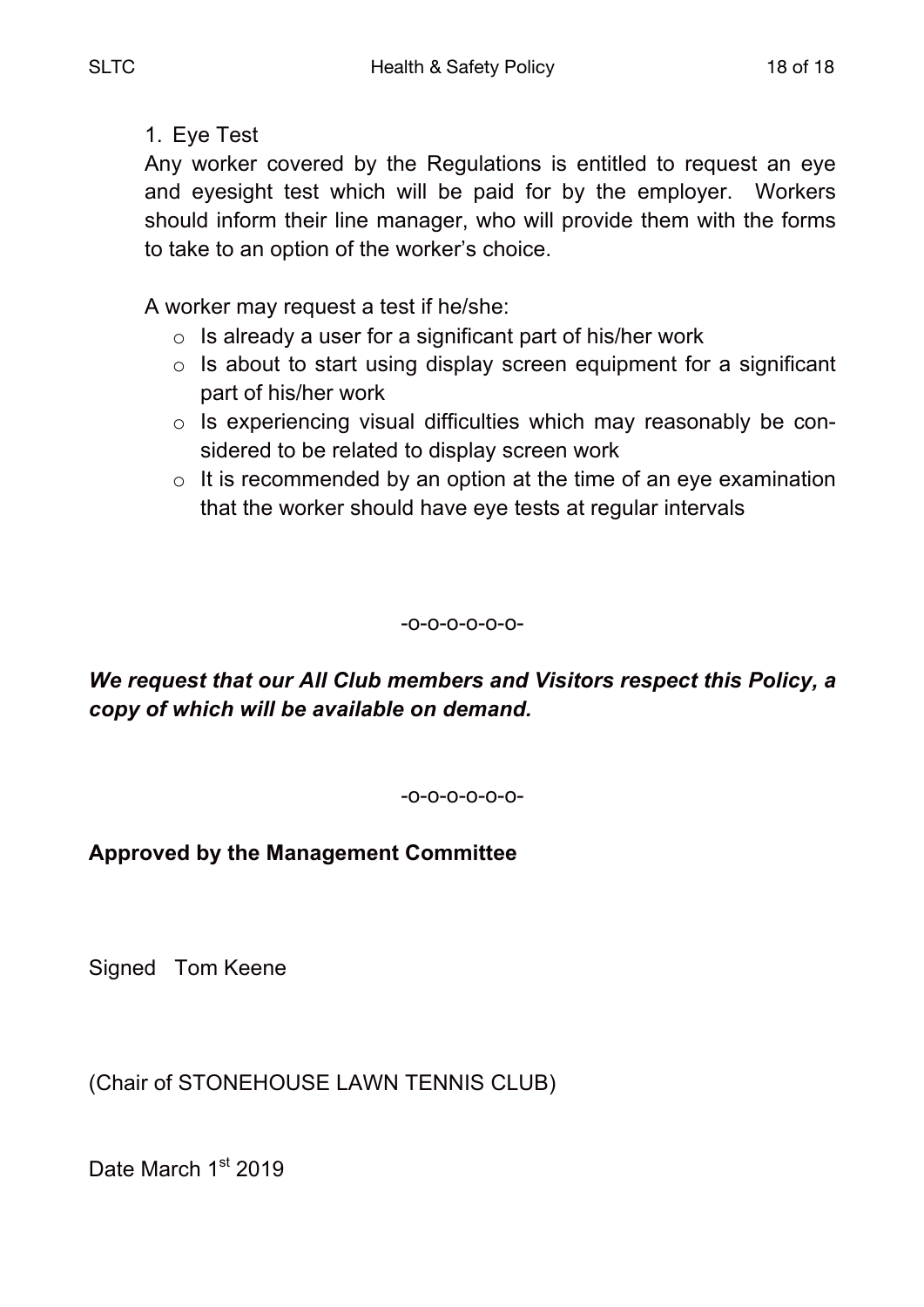1. Eye Test

Any worker covered by the Regulations is entitled to request an eye and eyesight test which will be paid for by the employer. Workers should inform their line manager, who will provide them with the forms to take to an option of the worker's choice.

A worker may request a test if he/she:

- Is already a user for a significant part of his/her work
- Is about to start using display screen equipment for a significant part of his/her work
- Is experiencing visual difficulties which may reasonably be considered to be related to display screen work
- It is recommended by an option at the time of an eye examination that the worker should have eye tests at regular intervals

-o-o-o-o-o-o-

***We request that our All Club members and Visitors respect this Policy, a copy of which will be available on demand.***

-o-o-o-o-o-o-

**Approved by the Management Committee**

Signed Tom Keene

(Chair of STONEHOUSE LAWN TENNIS CLUB)

Date March 1st 2019